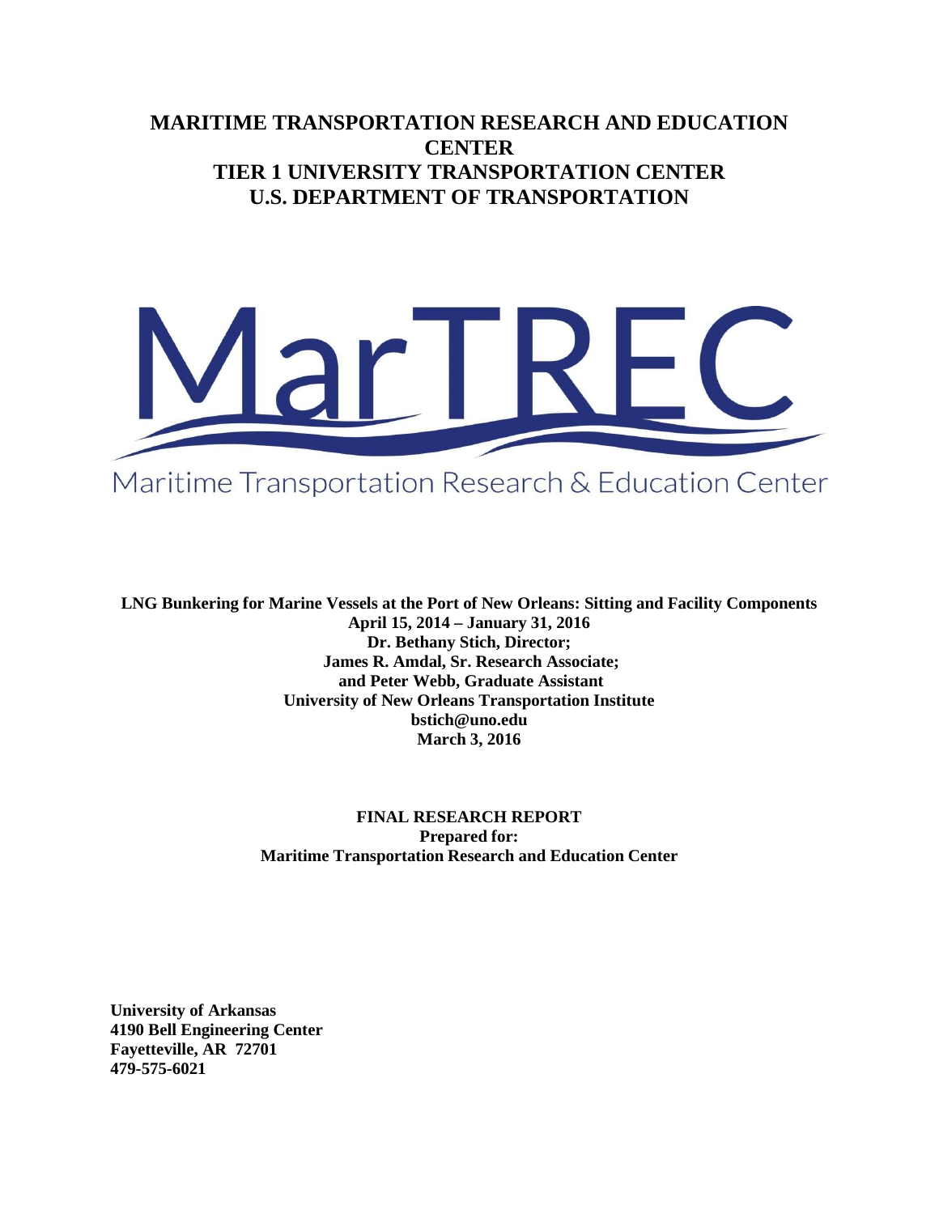# MARITIME TRANSPORTATION RESEARCH AND EDUCATION CENTER
# TIER 1 UNIVERSITY TRANSPORTATION CENTER
# U.S. DEPARTMENT OF TRANSPORTATION

MarTREC

Maritime Transportation Research & Education Center

**LNG Bunkering for Marine Vessels at the Port of New Orleans: Sitting and Facility Components**
**April 15, 2014 – January 31, 2016**
**Dr. Bethany Stich, Director;**
**James R. Amdal, Sr. Research Associate;**
**and Peter Webb, Graduate Assistant**
**University of New Orleans Transportation Institute**
**bstich@uno.edu**
**March 3, 2016**

**FINAL RESEARCH REPORT**
**Prepared for:**
**Maritime Transportation Research and Education Center**

**University of Arkansas**
**4190 Bell Engineering Center**
**Fayetteville, AR 72701**
**479-575-6021**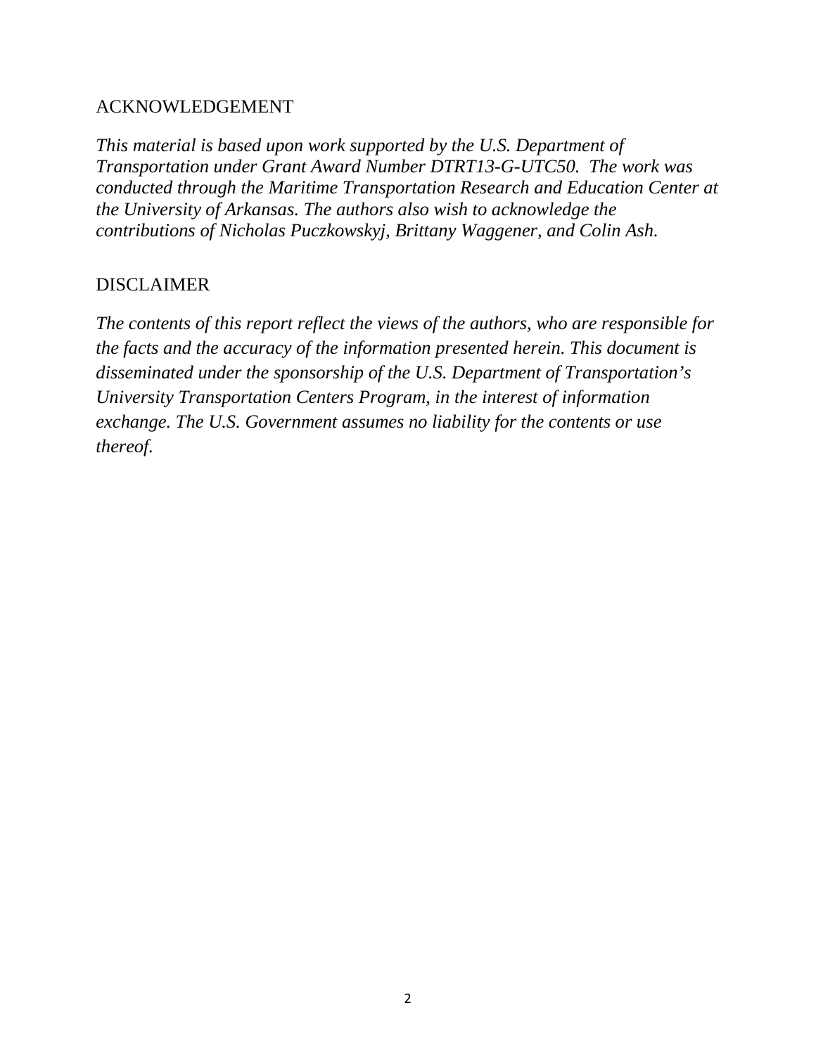## ACKNOWLEDGEMENT

*This material is based upon work supported by the U.S. Department of Transportation under Grant Award Number DTRT13-G-UTC50. The work was conducted through the Maritime Transportation Research and Education Center at the University of Arkansas. The authors also wish to acknowledge the contributions of Nicholas Puczkowskyj, Brittany Waggener, and Colin Ash.*

## DISCLAIMER

*The contents of this report reflect the views of the authors, who are responsible for the facts and the accuracy of the information presented herein. This document is disseminated under the sponsorship of the U.S. Department of Transportation's University Transportation Centers Program, in the interest of information exchange. The U.S. Government assumes no liability for the contents or use thereof.*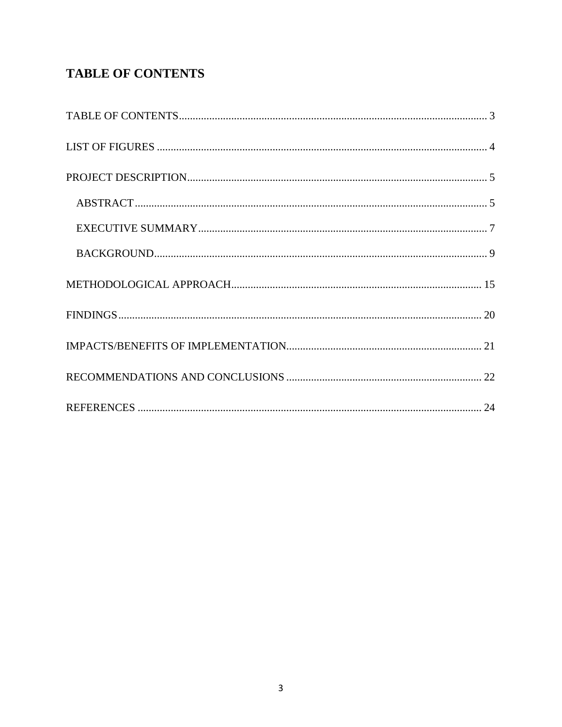## TABLE OF CONTENTS

TABLE OF CONTENTS ..................................................................................................... 3

LIST OF FIGURES ......................................................................................................... 4

PROJECT DESCRIPTION ................................................................................................ 5

ABSTRACT ................................................................................................................ 5

EXECUTIVE SUMMARY ............................................................................................ 7

BACKGROUND ........................................................................................................... 9

METHODOLOGICAL APPROACH .................................................................................. 15

FINDINGS .................................................................................................................... 20

IMPACTS/BENEFITS OF IMPLEMENTATION ............................................................... 21

RECOMMENDATIONS AND CONCLUSIONS ................................................................ 22

REFERENCES ............................................................................................................... 24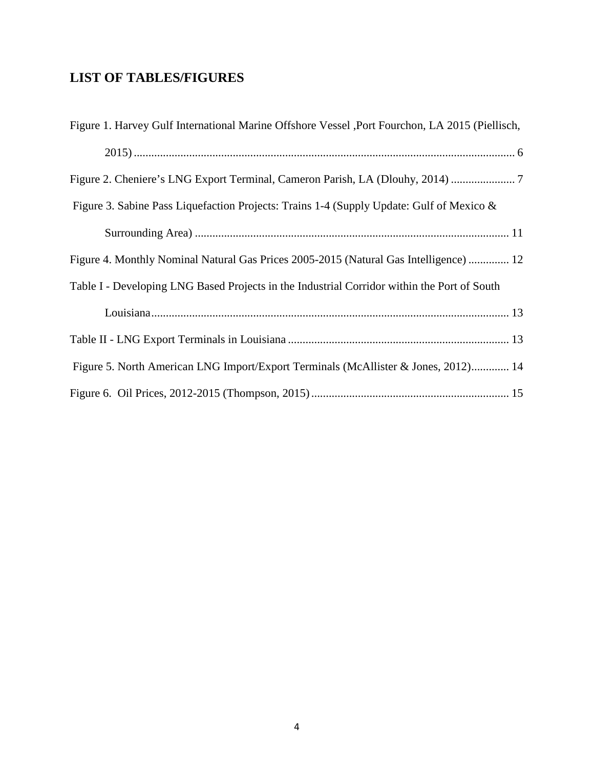## LIST OF TABLES/FIGURES

Figure 1. Harvey Gulf International Marine Offshore Vessel ,Port Fourchon, LA 2015 (Piellisch, 2015) ........................................ 6

Figure 2. Cheniere's LNG Export Terminal, Cameron Parish, LA (Dlouhy, 2014) ........................ 7

Figure 3. Sabine Pass Liquefaction Projects: Trains 1-4 (Supply Update: Gulf of Mexico & Surrounding Area) ........................................ 11

Figure 4. Monthly Nominal Natural Gas Prices 2005-2015 (Natural Gas Intelligence) .............. 12

Table I - Developing LNG Based Projects in the Industrial Corridor within the Port of South Louisiana ........................................ 13

Table II - LNG Export Terminals in Louisiana ........................................ 13

Figure 5. North American LNG Import/Export Terminals (McAllister & Jones, 2012)............. 14

Figure 6. Oil Prices, 2012-2015 (Thompson, 2015) ........................................ 15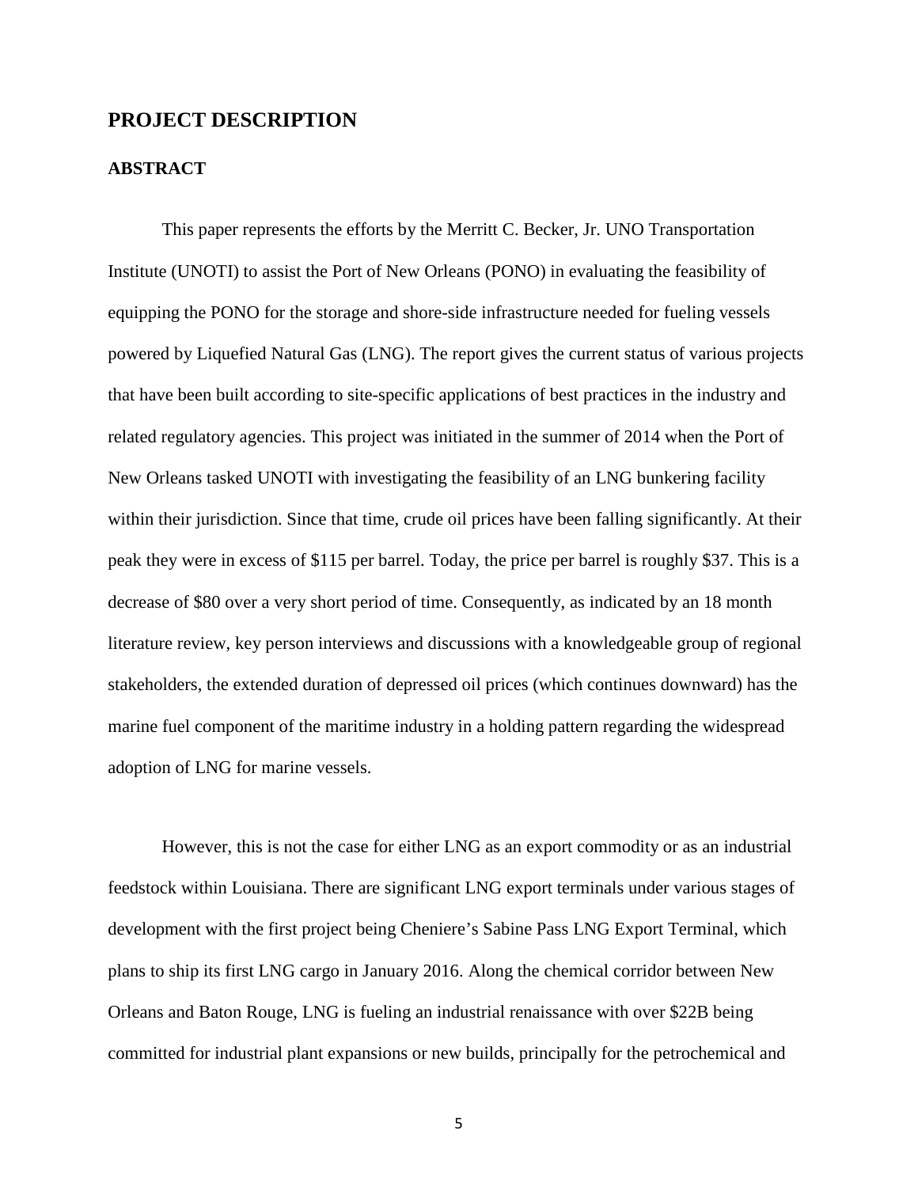# PROJECT DESCRIPTION

## ABSTRACT

This paper represents the efforts by the Merritt C. Becker, Jr. UNO Transportation Institute (UNOTI) to assist the Port of New Orleans (PONO) in evaluating the feasibility of equipping the PONO for the storage and shore-side infrastructure needed for fueling vessels powered by Liquefied Natural Gas (LNG). The report gives the current status of various projects that have been built according to site-specific applications of best practices in the industry and related regulatory agencies. This project was initiated in the summer of 2014 when the Port of New Orleans tasked UNOTI with investigating the feasibility of an LNG bunkering facility within their jurisdiction. Since that time, crude oil prices have been falling significantly. At their peak they were in excess of $115 per barrel. Today, the price per barrel is roughly $37. This is a decrease of $80 over a very short period of time. Consequently, as indicated by an 18 month literature review, key person interviews and discussions with a knowledgeable group of regional stakeholders, the extended duration of depressed oil prices (which continues downward) has the marine fuel component of the maritime industry in a holding pattern regarding the widespread adoption of LNG for marine vessels.

However, this is not the case for either LNG as an export commodity or as an industrial feedstock within Louisiana. There are significant LNG export terminals under various stages of development with the first project being Cheniere's Sabine Pass LNG Export Terminal, which plans to ship its first LNG cargo in January 2016. Along the chemical corridor between New Orleans and Baton Rouge, LNG is fueling an industrial renaissance with over $22B being committed for industrial plant expansions or new builds, principally for the petrochemical and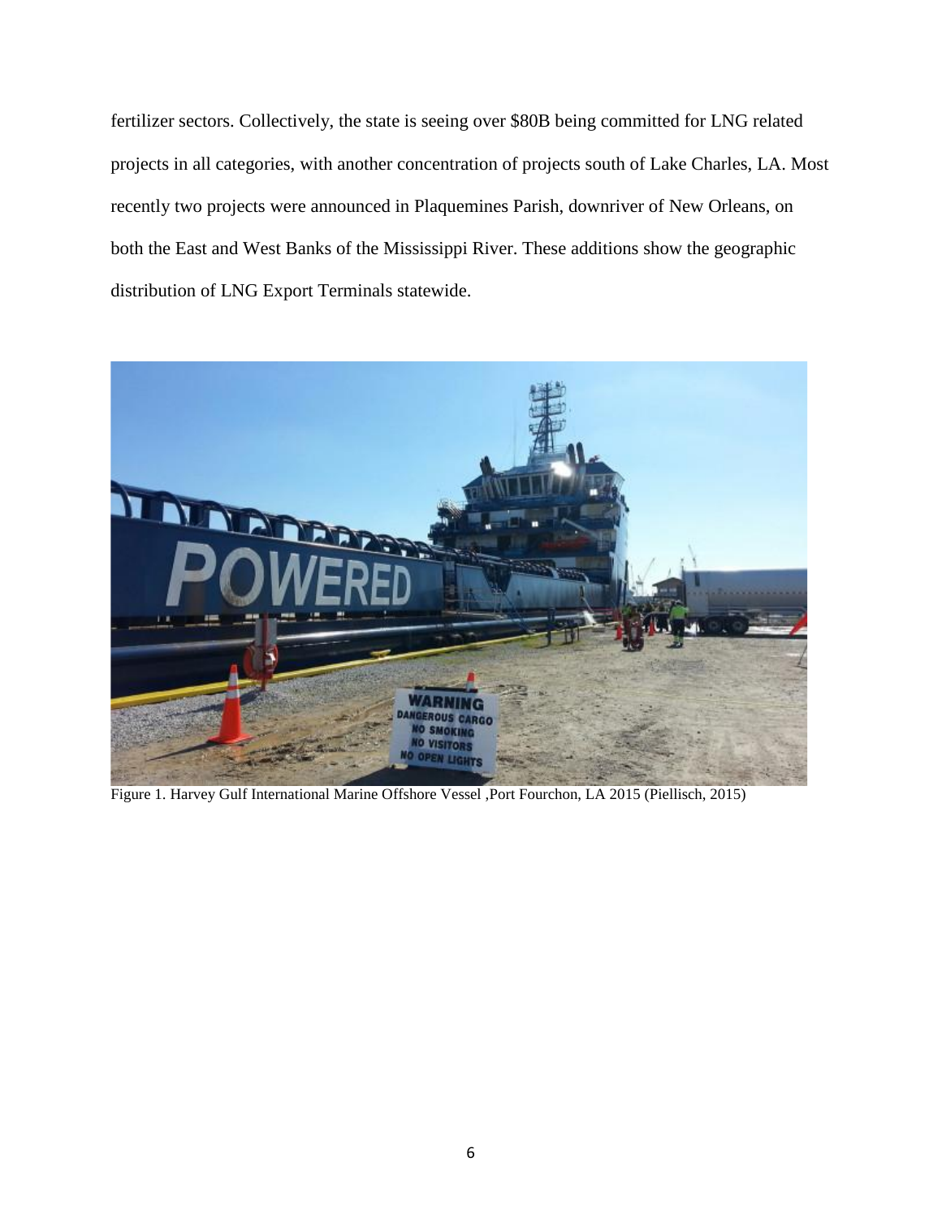fertilizer sectors. Collectively, the state is seeing over $80B being committed for LNG related projects in all categories, with another concentration of projects south of Lake Charles, LA. Most recently two projects were announced in Plaquemines Parish, downriver of New Orleans, on both the East and West Banks of the Mississippi River. These additions show the geographic distribution of LNG Export Terminals statewide.

Figure 1. Harvey Gulf International Marine Offshore Vessel ,Port Fourchon, LA 2015 (Piellisch, 2015)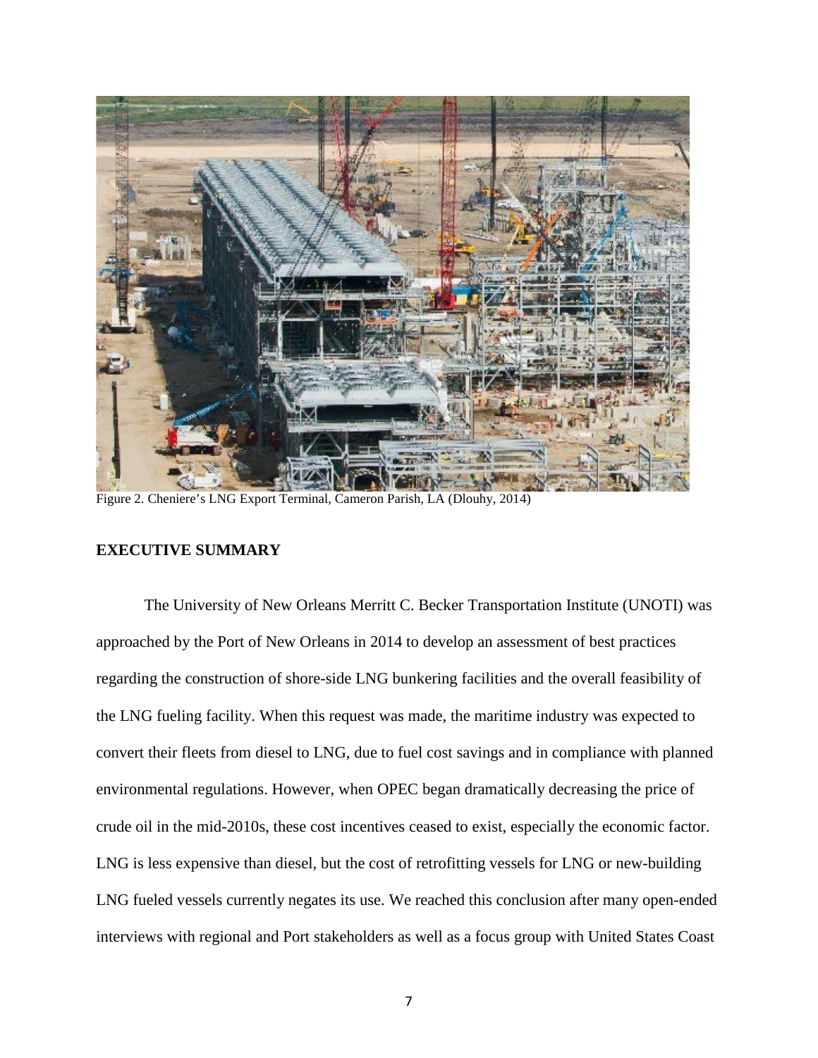Figure 2. Cheniere's LNG Export Terminal, Cameron Parish, LA (Dlouhy, 2014)

## EXECUTIVE SUMMARY

The University of New Orleans Merritt C. Becker Transportation Institute (UNOTI) was approached by the Port of New Orleans in 2014 to develop an assessment of best practices regarding the construction of shore-side LNG bunkering facilities and the overall feasibility of the LNG fueling facility. When this request was made, the maritime industry was expected to convert their fleets from diesel to LNG, due to fuel cost savings and in compliance with planned environmental regulations. However, when OPEC began dramatically decreasing the price of crude oil in the mid-2010s, these cost incentives ceased to exist, especially the economic factor. LNG is less expensive than diesel, but the cost of retrofitting vessels for LNG or new-building LNG fueled vessels currently negates its use. We reached this conclusion after many open-ended interviews with regional and Port stakeholders as well as a focus group with United States Coast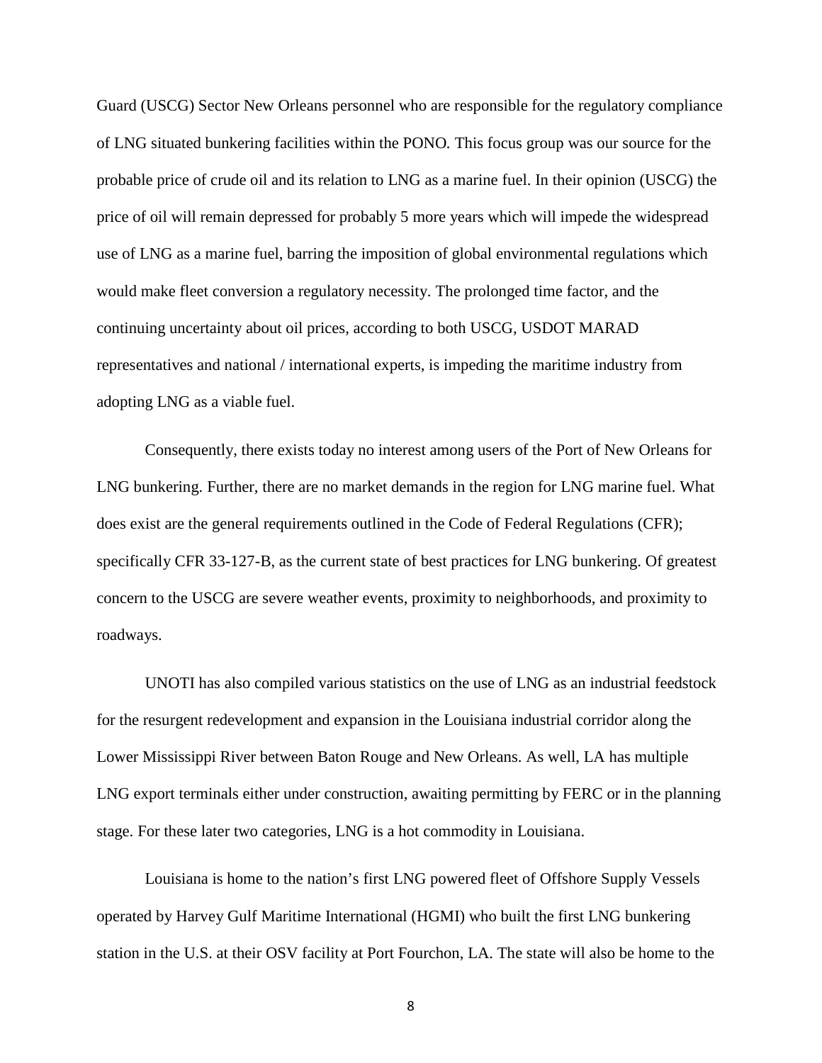Guard (USCG) Sector New Orleans personnel who are responsible for the regulatory compliance of LNG situated bunkering facilities within the PONO. This focus group was our source for the probable price of crude oil and its relation to LNG as a marine fuel. In their opinion (USCG) the price of oil will remain depressed for probably 5 more years which will impede the widespread use of LNG as a marine fuel, barring the imposition of global environmental regulations which would make fleet conversion a regulatory necessity. The prolonged time factor, and the continuing uncertainty about oil prices, according to both USCG, USDOT MARAD representatives and national / international experts, is impeding the maritime industry from adopting LNG as a viable fuel.

Consequently, there exists today no interest among users of the Port of New Orleans for LNG bunkering. Further, there are no market demands in the region for LNG marine fuel. What does exist are the general requirements outlined in the Code of Federal Regulations (CFR); specifically CFR 33-127-B, as the current state of best practices for LNG bunkering. Of greatest concern to the USCG are severe weather events, proximity to neighborhoods, and proximity to roadways.

UNOTI has also compiled various statistics on the use of LNG as an industrial feedstock for the resurgent redevelopment and expansion in the Louisiana industrial corridor along the Lower Mississippi River between Baton Rouge and New Orleans. As well, LA has multiple LNG export terminals either under construction, awaiting permitting by FERC or in the planning stage. For these later two categories, LNG is a hot commodity in Louisiana.

Louisiana is home to the nation's first LNG powered fleet of Offshore Supply Vessels operated by Harvey Gulf Maritime International (HGMI) who built the first LNG bunkering station in the U.S. at their OSV facility at Port Fourchon, LA. The state will also be home to the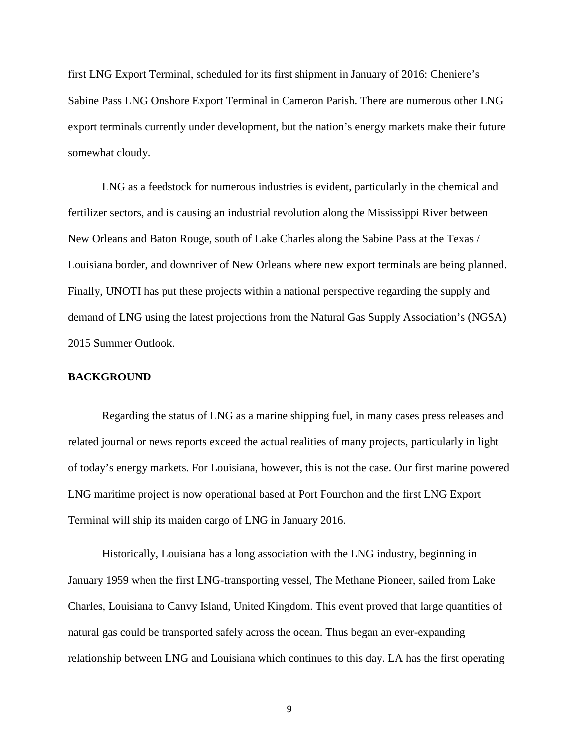first LNG Export Terminal, scheduled for its first shipment in January of 2016: Cheniere's Sabine Pass LNG Onshore Export Terminal in Cameron Parish. There are numerous other LNG export terminals currently under development, but the nation's energy markets make their future somewhat cloudy.

LNG as a feedstock for numerous industries is evident, particularly in the chemical and fertilizer sectors, and is causing an industrial revolution along the Mississippi River between New Orleans and Baton Rouge, south of Lake Charles along the Sabine Pass at the Texas / Louisiana border, and downriver of New Orleans where new export terminals are being planned. Finally, UNOTI has put these projects within a national perspective regarding the supply and demand of LNG using the latest projections from the Natural Gas Supply Association's (NGSA) 2015 Summer Outlook.

## BACKGROUND

Regarding the status of LNG as a marine shipping fuel, in many cases press releases and related journal or news reports exceed the actual realities of many projects, particularly in light of today's energy markets. For Louisiana, however, this is not the case. Our first marine powered LNG maritime project is now operational based at Port Fourchon and the first LNG Export Terminal will ship its maiden cargo of LNG in January 2016.

Historically, Louisiana has a long association with the LNG industry, beginning in January 1959 when the first LNG-transporting vessel, The Methane Pioneer, sailed from Lake Charles, Louisiana to Canvy Island, United Kingdom. This event proved that large quantities of natural gas could be transported safely across the ocean. Thus began an ever-expanding relationship between LNG and Louisiana which continues to this day. LA has the first operating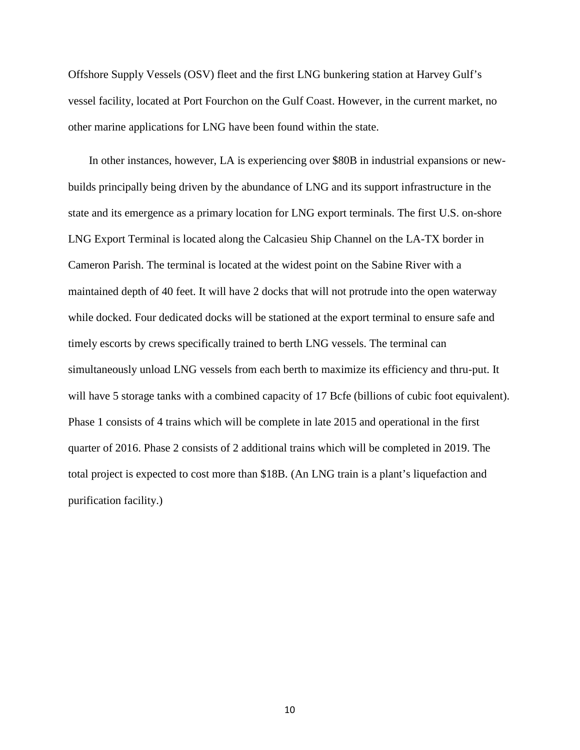Offshore Supply Vessels (OSV) fleet and the first LNG bunkering station at Harvey Gulf's vessel facility, located at Port Fourchon on the Gulf Coast. However, in the current market, no other marine applications for LNG have been found within the state.

In other instances, however, LA is experiencing over $80B in industrial expansions or new-builds principally being driven by the abundance of LNG and its support infrastructure in the state and its emergence as a primary location for LNG export terminals. The first U.S. on-shore LNG Export Terminal is located along the Calcasieu Ship Channel on the LA-TX border in Cameron Parish. The terminal is located at the widest point on the Sabine River with a maintained depth of 40 feet. It will have 2 docks that will not protrude into the open waterway while docked. Four dedicated docks will be stationed at the export terminal to ensure safe and timely escorts by crews specifically trained to berth LNG vessels. The terminal can simultaneously unload LNG vessels from each berth to maximize its efficiency and thru-put. It will have 5 storage tanks with a combined capacity of 17 Bcfe (billions of cubic foot equivalent). Phase 1 consists of 4 trains which will be complete in late 2015 and operational in the first quarter of 2016. Phase 2 consists of 2 additional trains which will be completed in 2019. The total project is expected to cost more than $18B. (An LNG train is a plant's liquefaction and purification facility.)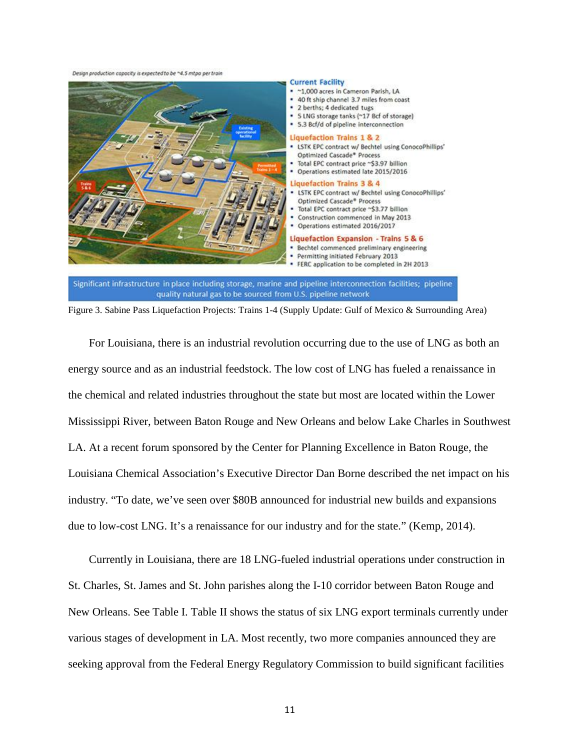Design production capacity is expected to be ~4.5 mtpa per train

**Current Facility**
- ~1,000 acres in Cameron Parish, LA
- 40 ft ship channel 3.7 miles from coast
- 2 berths; 4 dedicated tugs
- 5 LNG storage tanks (~17 Bcf of storage)
- 5.3 Bcf/d of pipeline interconnection

**Liquefaction Trains 1 & 2**
- LSTK EPC contract w/ Bechtel using ConocoPhillips' Optimized Cascade® Process
- Total EPC contract price ~$3.97 billion
- Operations estimated late 2015/2016

**Liquefaction Trains 3 & 4**
- LSTK EPC contract w/ Bechtel using ConocoPhillips' Optimized Cascade® Process
- Total EPC contract price ~$3.77 billion
- Construction commenced in May 2013
- Operations estimated 2016/2017

**Liquefaction Expansion - Trains 5 & 6**
- Bechtel commenced preliminary engineering
- Permitting initiated February 2013
- FERC application to be completed in 2H 2013

Significant infrastructure in place including storage, marine and pipeline interconnection facilities; pipeline quality natural gas to be sourced from U.S. pipeline network

Figure 3. Sabine Pass Liquefaction Projects: Trains 1-4 (Supply Update: Gulf of Mexico & Surrounding Area)

For Louisiana, there is an industrial revolution occurring due to the use of LNG as both an energy source and as an industrial feedstock. The low cost of LNG has fueled a renaissance in the chemical and related industries throughout the state but most are located within the Lower Mississippi River, between Baton Rouge and New Orleans and below Lake Charles in Southwest LA. At a recent forum sponsored by the Center for Planning Excellence in Baton Rouge, the Louisiana Chemical Association's Executive Director Dan Borne described the net impact on his industry. "To date, we've seen over $80B announced for industrial new builds and expansions due to low-cost LNG. It's a renaissance for our industry and for the state." (Kemp, 2014).

Currently in Louisiana, there are 18 LNG-fueled industrial operations under construction in St. Charles, St. James and St. John parishes along the I-10 corridor between Baton Rouge and New Orleans. See Table I. Table II shows the status of six LNG export terminals currently under various stages of development in LA. Most recently, two more companies announced they are seeking approval from the Federal Energy Regulatory Commission to build significant facilities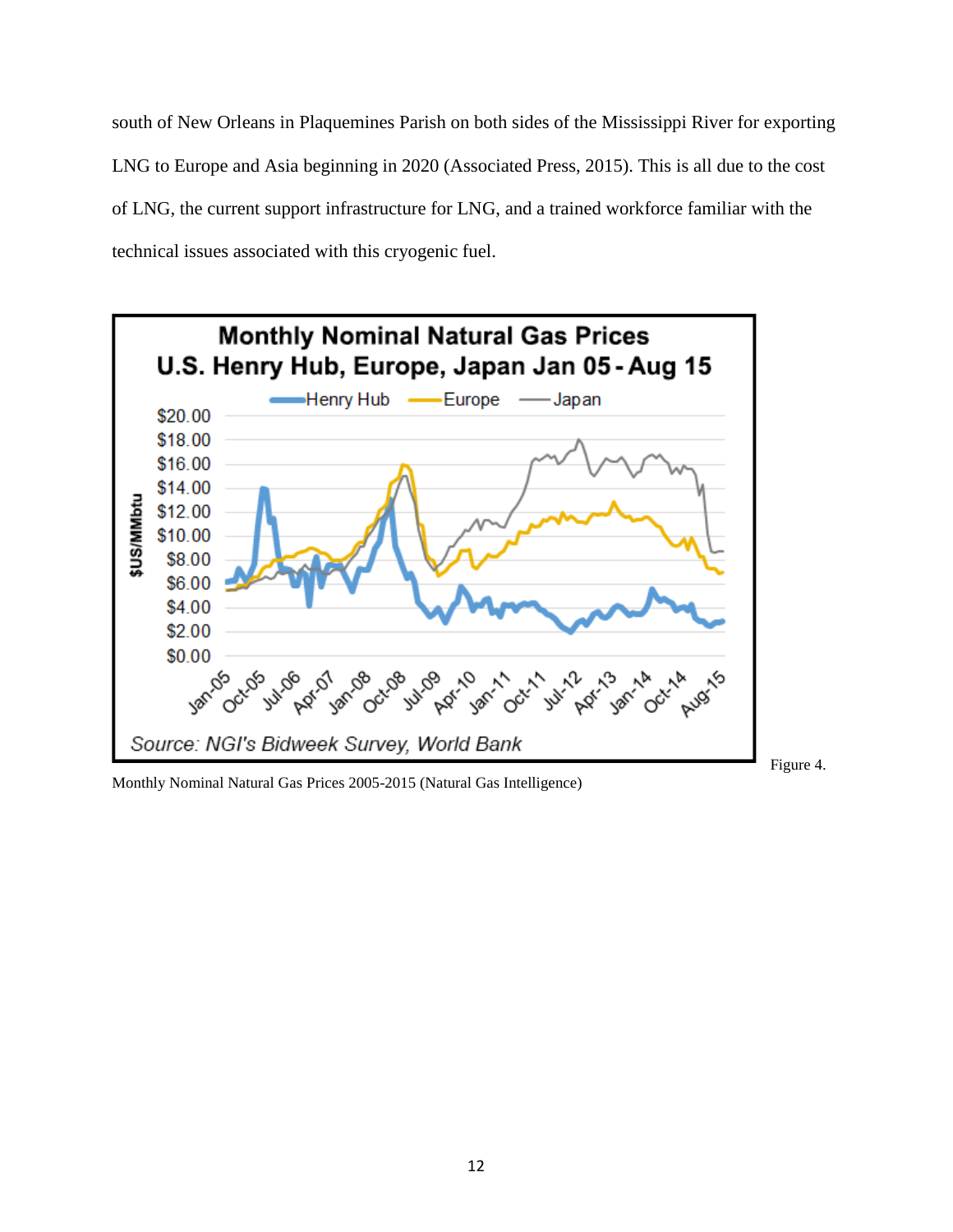south of New Orleans in Plaquemines Parish on both sides of the Mississippi River for exporting LNG to Europe and Asia beginning in 2020 (Associated Press, 2015). This is all due to the cost of LNG, the current support infrastructure for LNG, and a trained workforce familiar with the technical issues associated with this cryogenic fuel.

Figure 4.

Monthly Nominal Natural Gas Prices 2005-2015 (Natural Gas Intelligence)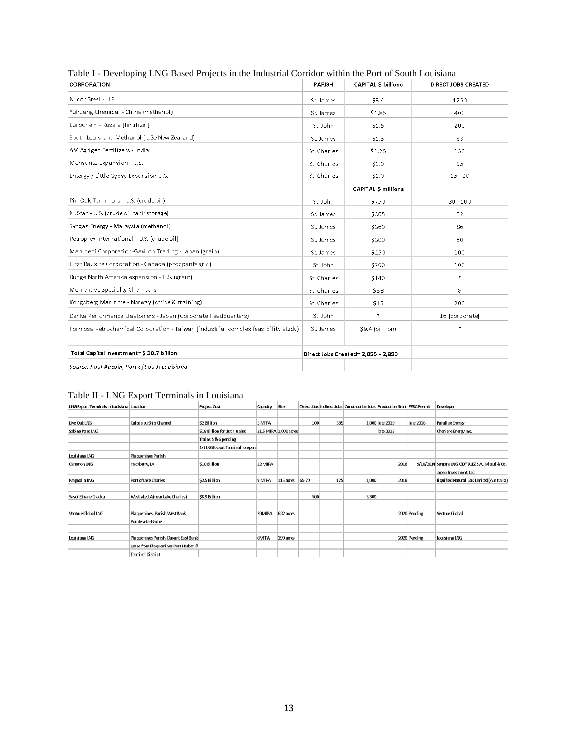Table I - Developing LNG Based Projects in the Industrial Corridor within the Port of South Louisiana

| CORPORATION | PARISH | CAPITAL $ billions | DIRECT JOBS CREATED |
|---|---|---|---|
| Nucor Steel - U.S. | St. James | $3.4 | 1250 |
| Yuhuang Chemical - China (methanol) | St. James | $1.85 | 400 |
| EuroChem - Russia (fertilizer) | St. John | $1.5 | 200 |
| South Louisiana Methanol (U.S./New Zealand) | St. James | $1.3 | 63 |
| AM Agrigen Fertilizers - India | St. Charles | $1.25 | 150 |
| Monsanto Expansion - U.S. | St. Charles | $1.0 | 95 |
| Entergy / Little Gypsy Expansion U.S. | St. Charles | $1.0 | 15 - 20 |
| | | CAPITAL $ millions | |
| Pin Oak Terminals - U.S. (crude oil) | St. John | $750 | 80 - 100 |
| NuStar - U.S. (crude oil tank storage) | St. James | $365 | 32 |
| Syngas Energy - Malaysia (methanol) | St. James | $360 | 86 |
| Petroplex International - U.S. (crude oil) | St. James | $300 | 60 |
| Marubeni Corporation-Gavilon Trading - Japan (grain) | St. James | $250 | 100 |
| First Bauxite Corporation - Canada (proppants sp?) | St. John | $200 | 100 |
| Bunge North America expansion - U.S. (grain) | St. Charles | $140 | * |
| Momentive Specialty Chemicals | St. Charles | $38 | 8 |
| Kongsberg Maritime - Norway (office & training) | St. Charles | $15 | 200 |
| Denka Performance Elastomers - Japan (Corporate Headquarters) | St. John | * | 16 (corporate) |
| Formosa Petrochemical Corporation - Taiwan (industrial complex feasibility study) | St. James | $9.4 (billion) | * |
| | | | |
| Total Capital Investment= $ 20.7 billion | Direct Jobs Created= 2,855 - 2,880 | | |
| *Source: Paul Aucoin, Port of South Louisiana* | | | |

Table II - LNG Export Terminals in Louisiana

| LNG Export Terminals in Louisiana | Location | Project Cost | Capacity | Site | Direct Jobs | Indirect Jobs | Construction Jobs | Production Start | FERC Permit | Developer |
|---|---|---|---|---|---|---|---|---|---|---|
| | | | | | | | | | | |
| Live Oak LNG | Calcasieu Ship Channel | $2 Billion | 5 MTPA | | 100 | 385 | 1,000 | late 2019 | late 2016 | Parallax Energy |
| Sabine Pass LNG | | $18 Billion for 1st 4 trains | 31.5 MTPA | 1,000 acres | | | | late 2015 | | Cheniere Energy Inc. |
| | | Trains 5 & 6 pending | | | | | | | | |
| | | 1st LNG Export Terminal to open | | | | | | | | |
| Louisiana LNG | Plaquemines Parish | | | | | | | | | |
| Cameron LNG | Hackberry, LA | $10 Billion | 12 MTPA | | | | | 2018 | 9/10/2014 | Sempra LNG, GDF SUEZ S.A., Mitsui & Co. |
| | | | | | | | | | | Japan Investment, LLC |
| Magnolia LNG | Port of Lake Charles | $3.5 Billion | 8 MTPA | 115 acres | 65-70 | 175 | 1,000 | 2018 | | Liquified Natural Gas Limited (Australia) |
| | | | | | | | | | | |
| Sasol Ethane Cracker | Westlake, LA (near Lake Charles) | $8.9 Billion | | | 500 | | 3,300 | | | |
| | | | | | | | | | | |
| Venture Global LNG | Plaquemines, Parish West Bank | | 20MTPA | 632 acres | | | | 2020 | Pending | Venture Global |
| | Pointe-a-la-Hache | | | | | | | | | |
| | | | | | | | | | | |
| Louisiana LNG | Plaquemines Parish, Davant East Bank | | 6MTPA | 190 acres | | | | 2020 | Pending | Louisiana LNG |
| | Lease from Plaquemines Port Harbor & | | | | | | | | | |
| | Terminal District | | | | | | | | | |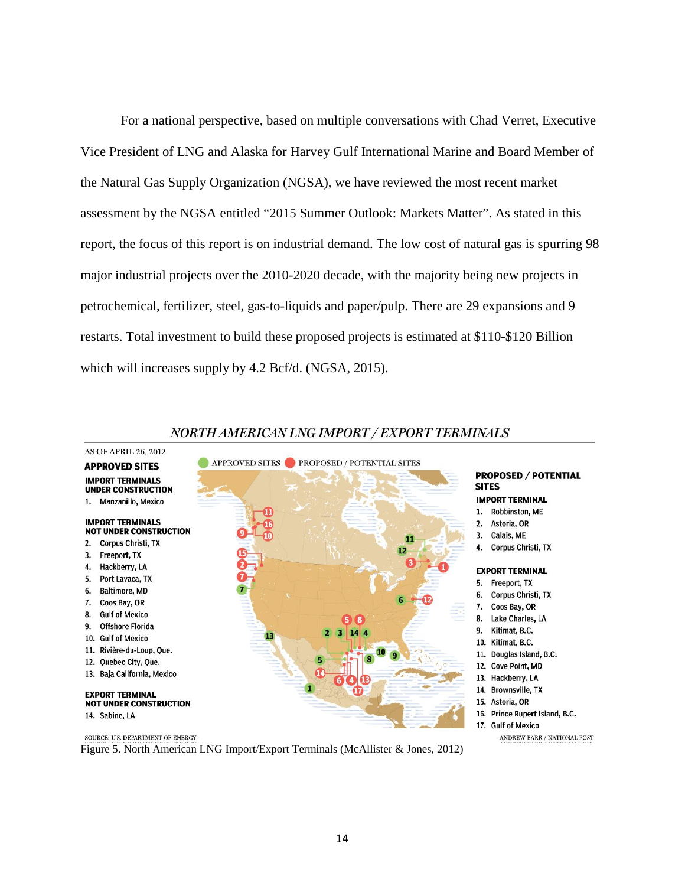For a national perspective, based on multiple conversations with Chad Verret, Executive Vice President of LNG and Alaska for Harvey Gulf International Marine and Board Member of the Natural Gas Supply Organization (NGSA), we have reviewed the most recent market assessment by the NGSA entitled "2015 Summer Outlook: Markets Matter". As stated in this report, the focus of this report is on industrial demand. The low cost of natural gas is spurring 98 major industrial projects over the 2010-2020 decade, with the majority being new projects in petrochemical, fertilizer, steel, gas-to-liquids and paper/pulp. There are 29 expansions and 9 restarts. Total investment to build these proposed projects is estimated at $110-$120 Billion which will increases supply by 4.2 Bcf/d. (NGSA, 2015).

*NORTH AMERICAN LNG IMPORT / EXPORT TERMINALS*

AS OF APRIL 26, 2012

APPROVED SITES | PROPOSED / POTENTIAL SITES

**APPROVED SITES**

**IMPORT TERMINALS UNDER CONSTRUCTION**

1. Manzanillo, Mexico

**IMPORT TERMINALS NOT UNDER CONSTRUCTION**

2. Corpus Christi, TX
3. Freeport, TX
4. Hackberry, LA
5. Port Lavaca, TX
6. Baltimore, MD
7. Coos Bay, OR
8. Gulf of Mexico
9. Offshore Florida
10. Gulf of Mexico
11. Rivière-du-Loup, Que.
12. Quebec City, Que.
13. Baja California, Mexico

**EXPORT TERMINAL NOT UNDER CONSTRUCTION**

14. Sabine, LA

**PROPOSED / POTENTIAL SITES**

**IMPORT TERMINAL**

1. Robbinston, ME
2. Astoria, OR
3. Calais, ME
4. Corpus Christi, TX

**EXPORT TERMINAL**

5. Freeport, TX
6. Corpus Christi, TX
7. Coos Bay, OR
8. Lake Charles, LA
9. Kitimat, B.C.
10. Kitimat, B.C.
11. Douglas Island, B.C.
12. Cove Point, MD
13. Hackberry, LA
14. Brownsville, TX
15. Astoria, OR
16. Prince Rupert Island, B.C.
17. Gulf of Mexico

SOURCE: U.S. DEPARTMENT OF ENERGY — ANDREW BARR / NATIONAL POST

Figure 5. North American LNG Import/Export Terminals (McAllister & Jones, 2012)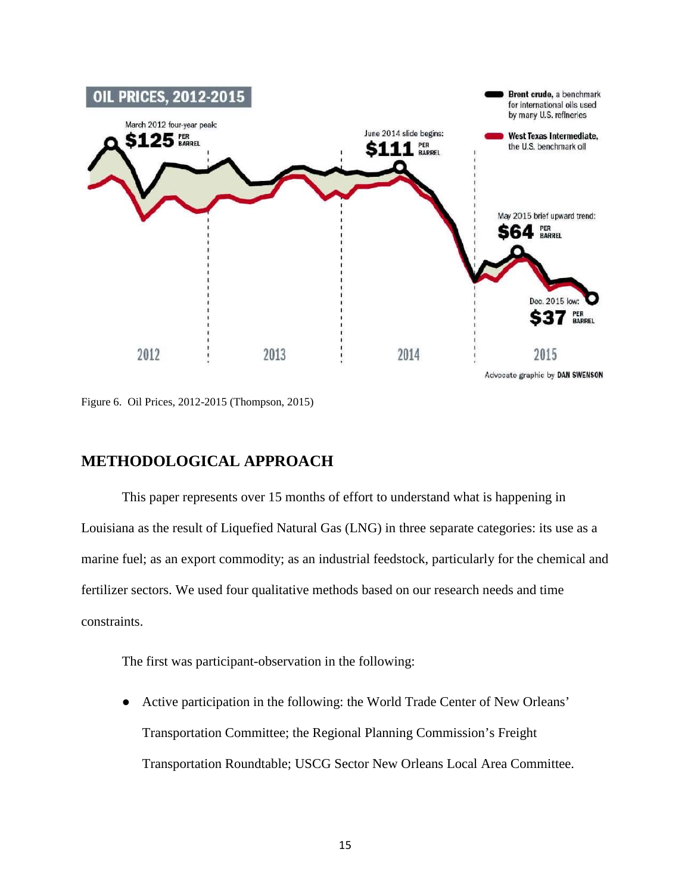Figure 6. Oil Prices, 2012-2015 (Thompson, 2015)

## METHODOLOGICAL APPROACH

This paper represents over 15 months of effort to understand what is happening in Louisiana as the result of Liquefied Natural Gas (LNG) in three separate categories: its use as a marine fuel; as an export commodity; as an industrial feedstock, particularly for the chemical and fertilizer sectors. We used four qualitative methods based on our research needs and time constraints.

The first was participant-observation in the following:

- Active participation in the following: the World Trade Center of New Orleans' Transportation Committee; the Regional Planning Commission's Freight Transportation Roundtable; USCG Sector New Orleans Local Area Committee.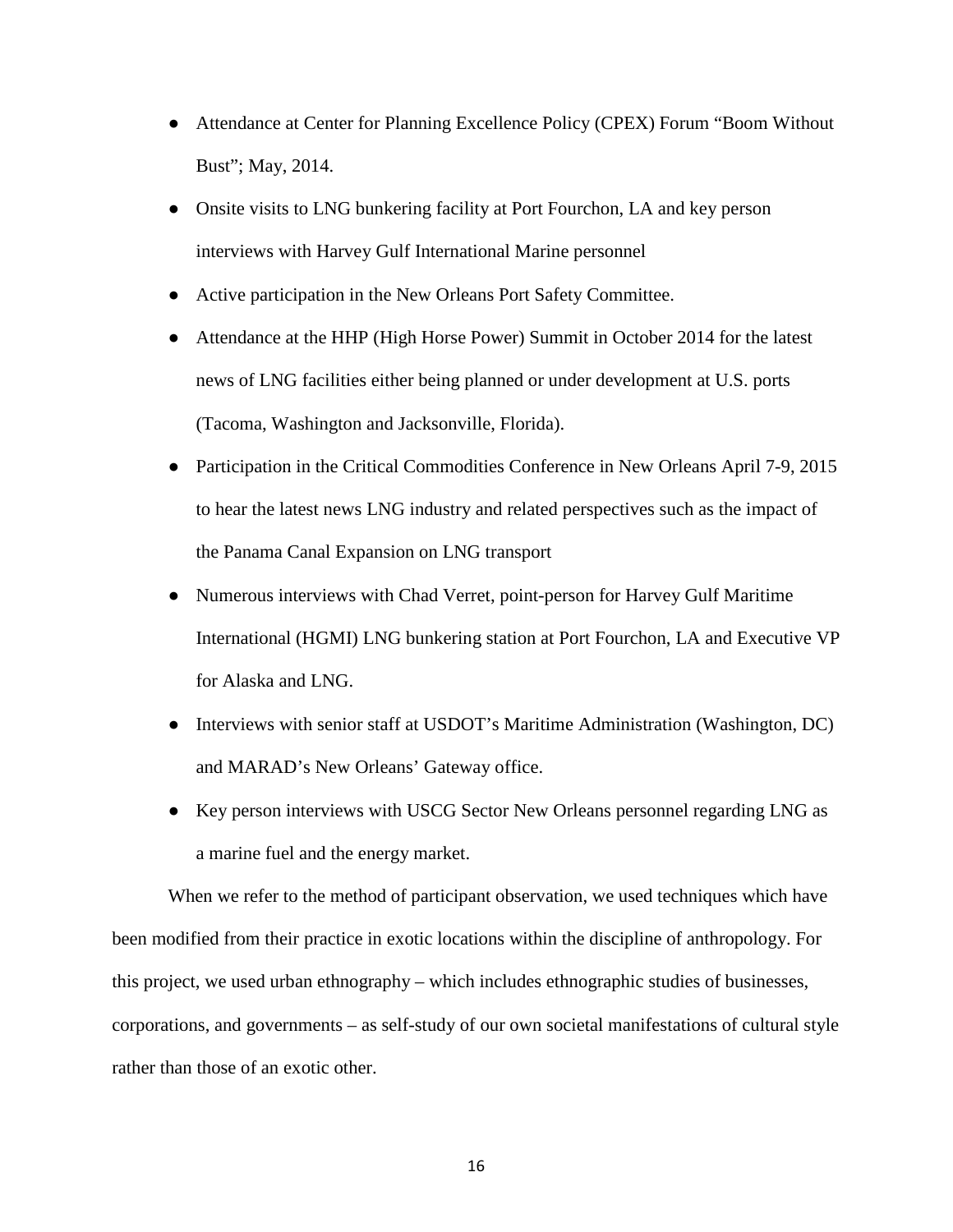- Attendance at Center for Planning Excellence Policy (CPEX) Forum "Boom Without Bust"; May, 2014.
- Onsite visits to LNG bunkering facility at Port Fourchon, LA and key person interviews with Harvey Gulf International Marine personnel
- Active participation in the New Orleans Port Safety Committee.
- Attendance at the HHP (High Horse Power) Summit in October 2014 for the latest news of LNG facilities either being planned or under development at U.S. ports (Tacoma, Washington and Jacksonville, Florida).
- Participation in the Critical Commodities Conference in New Orleans April 7-9, 2015 to hear the latest news LNG industry and related perspectives such as the impact of the Panama Canal Expansion on LNG transport
- Numerous interviews with Chad Verret, point-person for Harvey Gulf Maritime International (HGMI) LNG bunkering station at Port Fourchon, LA and Executive VP for Alaska and LNG.
- Interviews with senior staff at USDOT's Maritime Administration (Washington, DC) and MARAD's New Orleans' Gateway office.
- Key person interviews with USCG Sector New Orleans personnel regarding LNG as a marine fuel and the energy market.

When we refer to the method of participant observation, we used techniques which have been modified from their practice in exotic locations within the discipline of anthropology. For this project, we used urban ethnography – which includes ethnographic studies of businesses, corporations, and governments – as self-study of our own societal manifestations of cultural style rather than those of an exotic other.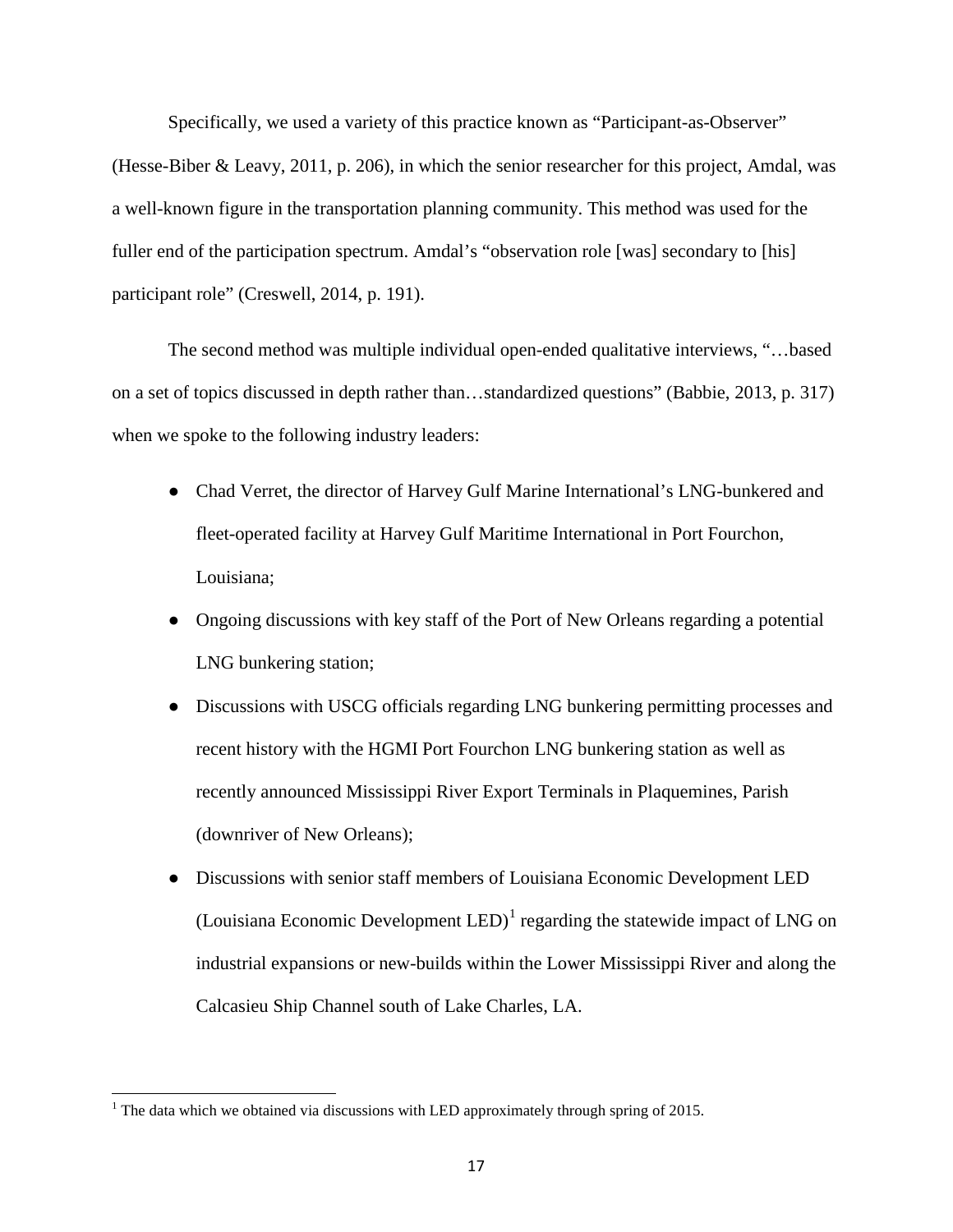Specifically, we used a variety of this practice known as "Participant-as-Observer" (Hesse-Biber & Leavy, 2011, p. 206), in which the senior researcher for this project, Amdal, was a well-known figure in the transportation planning community. This method was used for the fuller end of the participation spectrum. Amdal's "observation role [was] secondary to [his] participant role" (Creswell, 2014, p. 191).

The second method was multiple individual open-ended qualitative interviews, "…based on a set of topics discussed in depth rather than…standardized questions" (Babbie, 2013, p. 317) when we spoke to the following industry leaders:

- Chad Verret, the director of Harvey Gulf Marine International's LNG-bunkered and fleet-operated facility at Harvey Gulf Maritime International in Port Fourchon, Louisiana;
- Ongoing discussions with key staff of the Port of New Orleans regarding a potential LNG bunkering station;
- Discussions with USCG officials regarding LNG bunkering permitting processes and recent history with the HGMI Port Fourchon LNG bunkering station as well as recently announced Mississippi River Export Terminals in Plaquemines, Parish (downriver of New Orleans);
- Discussions with senior staff members of Louisiana Economic Development LED (Louisiana Economic Development LED)[1] regarding the statewide impact of LNG on industrial expansions or new-builds within the Lower Mississippi River and along the Calcasieu Ship Channel south of Lake Charles, LA.

[1] The data which we obtained via discussions with LED approximately through spring of 2015.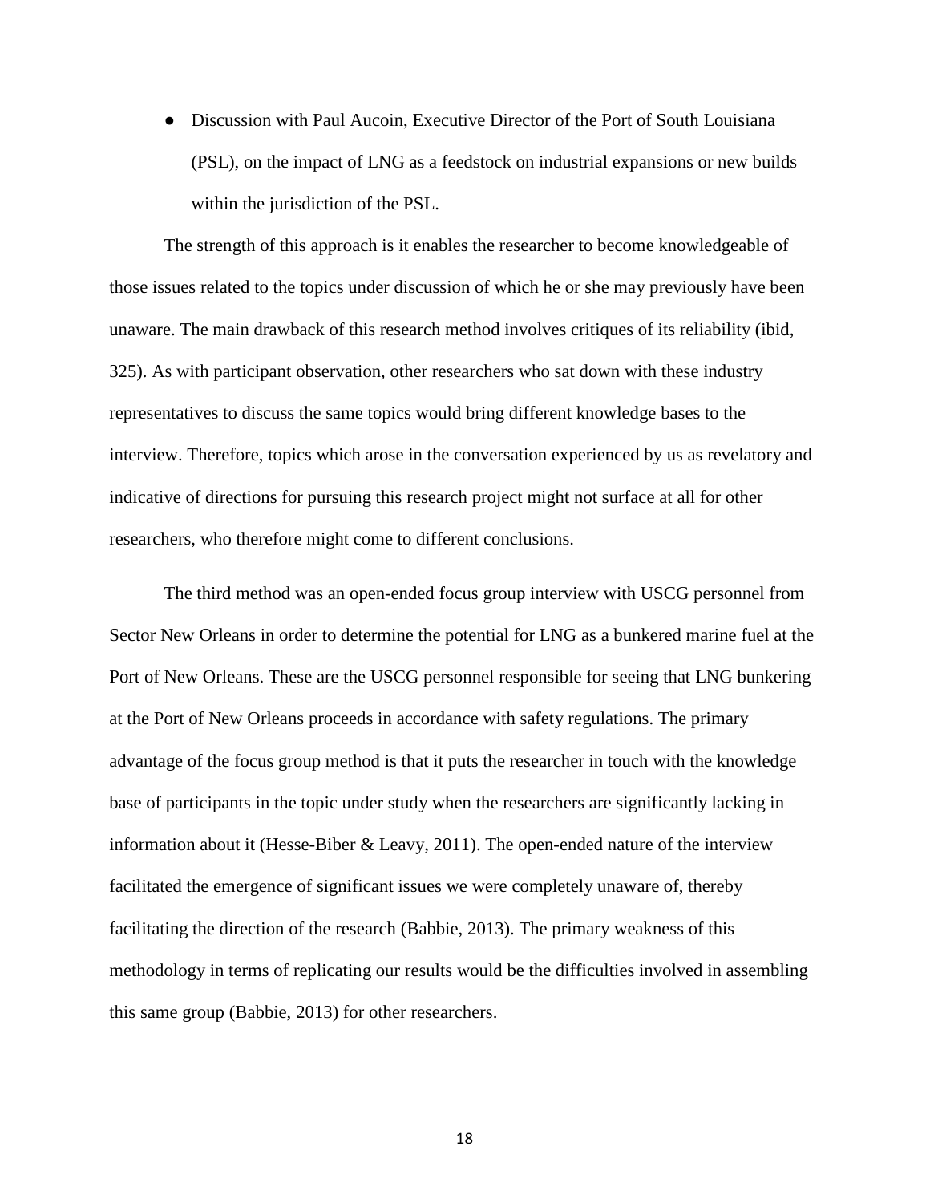- Discussion with Paul Aucoin, Executive Director of the Port of South Louisiana (PSL), on the impact of LNG as a feedstock on industrial expansions or new builds within the jurisdiction of the PSL.

The strength of this approach is it enables the researcher to become knowledgeable of those issues related to the topics under discussion of which he or she may previously have been unaware. The main drawback of this research method involves critiques of its reliability (ibid, 325). As with participant observation, other researchers who sat down with these industry representatives to discuss the same topics would bring different knowledge bases to the interview. Therefore, topics which arose in the conversation experienced by us as revelatory and indicative of directions for pursuing this research project might not surface at all for other researchers, who therefore might come to different conclusions.

The third method was an open-ended focus group interview with USCG personnel from Sector New Orleans in order to determine the potential for LNG as a bunkered marine fuel at the Port of New Orleans. These are the USCG personnel responsible for seeing that LNG bunkering at the Port of New Orleans proceeds in accordance with safety regulations. The primary advantage of the focus group method is that it puts the researcher in touch with the knowledge base of participants in the topic under study when the researchers are significantly lacking in information about it (Hesse-Biber & Leavy, 2011). The open-ended nature of the interview facilitated the emergence of significant issues we were completely unaware of, thereby facilitating the direction of the research (Babbie, 2013). The primary weakness of this methodology in terms of replicating our results would be the difficulties involved in assembling this same group (Babbie, 2013) for other researchers.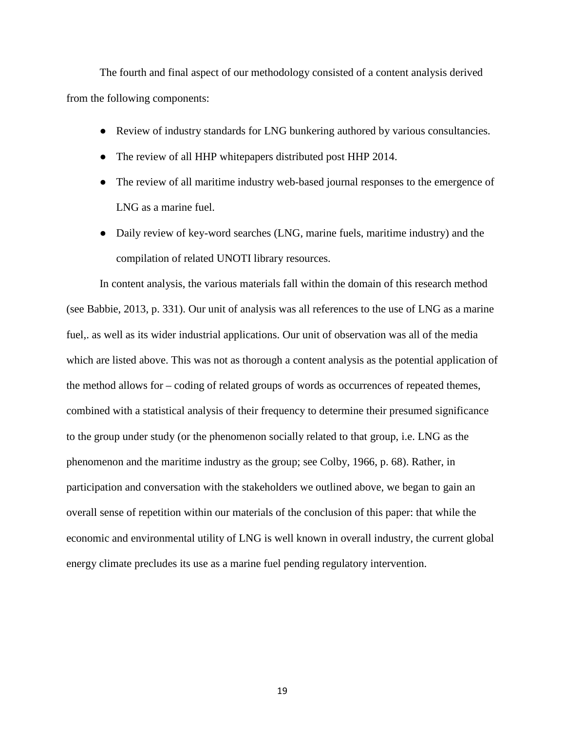The fourth and final aspect of our methodology consisted of a content analysis derived from the following components:

- Review of industry standards for LNG bunkering authored by various consultancies.
- The review of all HHP whitepapers distributed post HHP 2014.
- The review of all maritime industry web-based journal responses to the emergence of LNG as a marine fuel.
- Daily review of key-word searches (LNG, marine fuels, maritime industry) and the compilation of related UNOTI library resources.

In content analysis, the various materials fall within the domain of this research method (see Babbie, 2013, p. 331). Our unit of analysis was all references to the use of LNG as a marine fuel,. as well as its wider industrial applications. Our unit of observation was all of the media which are listed above. This was not as thorough a content analysis as the potential application of the method allows for – coding of related groups of words as occurrences of repeated themes, combined with a statistical analysis of their frequency to determine their presumed significance to the group under study (or the phenomenon socially related to that group, i.e. LNG as the phenomenon and the maritime industry as the group; see Colby, 1966, p. 68). Rather, in participation and conversation with the stakeholders we outlined above, we began to gain an overall sense of repetition within our materials of the conclusion of this paper: that while the economic and environmental utility of LNG is well known in overall industry, the current global energy climate precludes its use as a marine fuel pending regulatory intervention.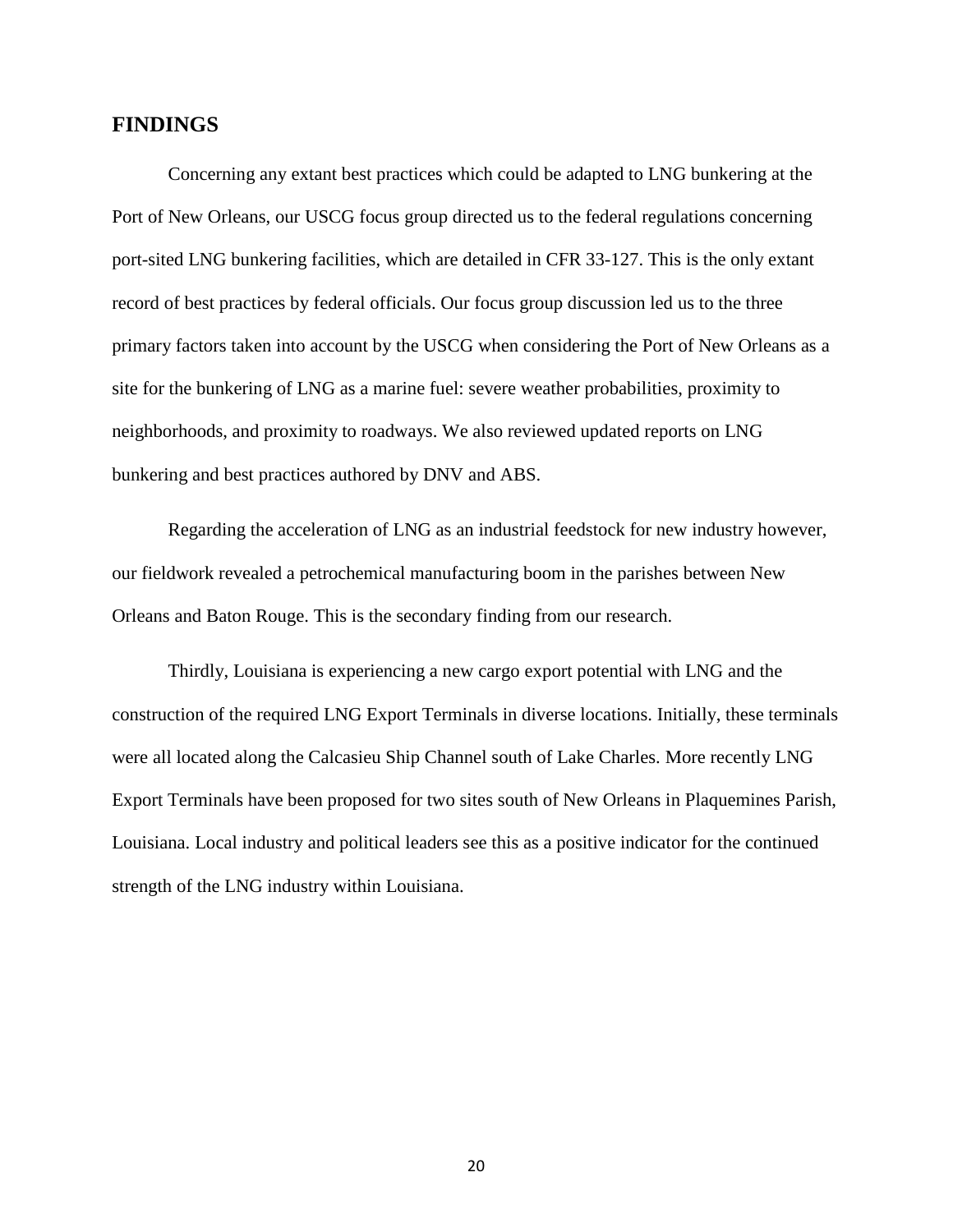## FINDINGS

Concerning any extant best practices which could be adapted to LNG bunkering at the Port of New Orleans, our USCG focus group directed us to the federal regulations concerning port-sited LNG bunkering facilities, which are detailed in CFR 33-127. This is the only extant record of best practices by federal officials. Our focus group discussion led us to the three primary factors taken into account by the USCG when considering the Port of New Orleans as a site for the bunkering of LNG as a marine fuel: severe weather probabilities, proximity to neighborhoods, and proximity to roadways. We also reviewed updated reports on LNG bunkering and best practices authored by DNV and ABS.

Regarding the acceleration of LNG as an industrial feedstock for new industry however, our fieldwork revealed a petrochemical manufacturing boom in the parishes between New Orleans and Baton Rouge. This is the secondary finding from our research.

Thirdly, Louisiana is experiencing a new cargo export potential with LNG and the construction of the required LNG Export Terminals in diverse locations. Initially, these terminals were all located along the Calcasieu Ship Channel south of Lake Charles. More recently LNG Export Terminals have been proposed for two sites south of New Orleans in Plaquemines Parish, Louisiana. Local industry and political leaders see this as a positive indicator for the continued strength of the LNG industry within Louisiana.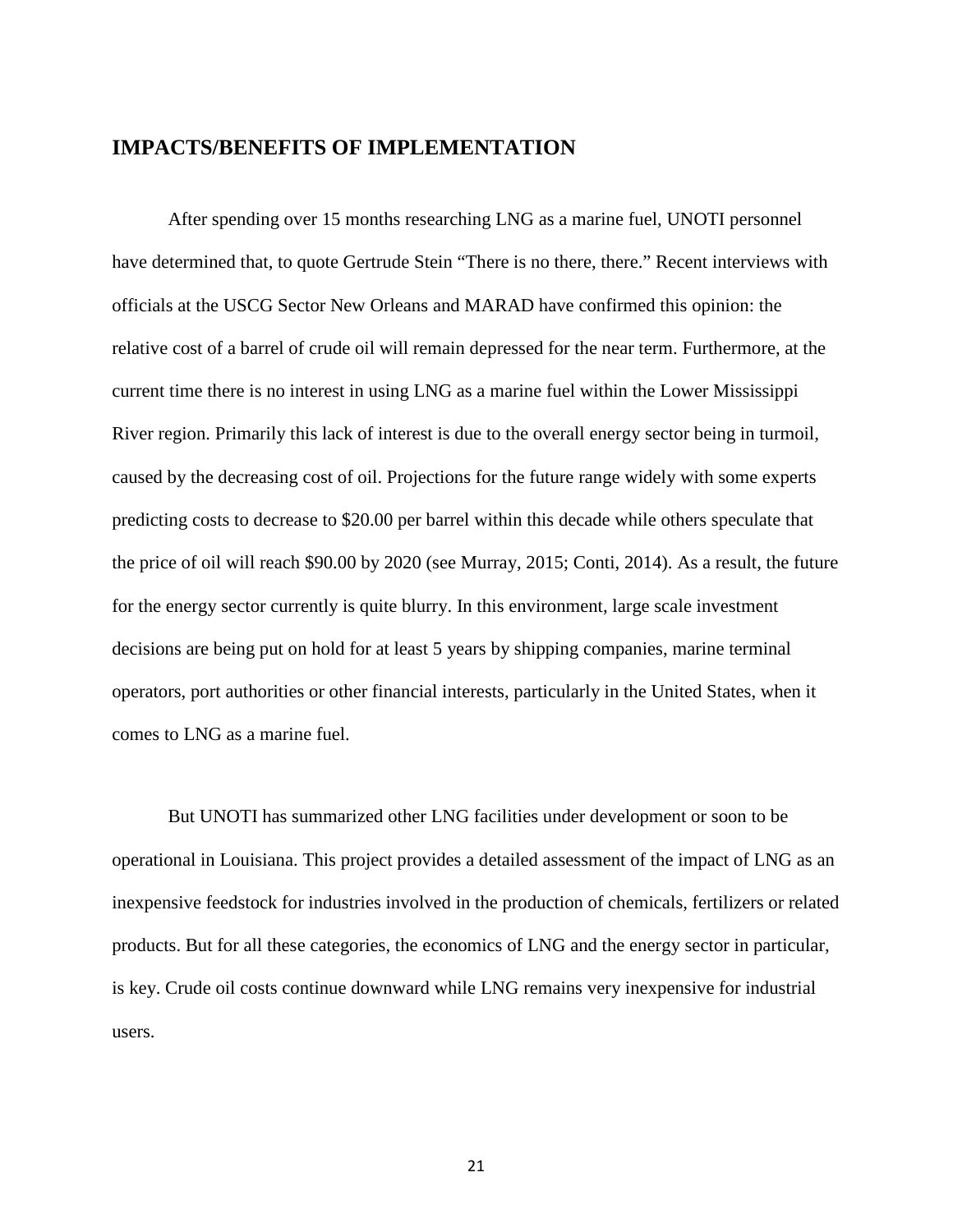## IMPACTS/BENEFITS OF IMPLEMENTATION

After spending over 15 months researching LNG as a marine fuel, UNOTI personnel have determined that, to quote Gertrude Stein "There is no there, there." Recent interviews with officials at the USCG Sector New Orleans and MARAD have confirmed this opinion: the relative cost of a barrel of crude oil will remain depressed for the near term. Furthermore, at the current time there is no interest in using LNG as a marine fuel within the Lower Mississippi River region. Primarily this lack of interest is due to the overall energy sector being in turmoil, caused by the decreasing cost of oil. Projections for the future range widely with some experts predicting costs to decrease to $20.00 per barrel within this decade while others speculate that the price of oil will reach $90.00 by 2020 (see Murray, 2015; Conti, 2014). As a result, the future for the energy sector currently is quite blurry. In this environment, large scale investment decisions are being put on hold for at least 5 years by shipping companies, marine terminal operators, port authorities or other financial interests, particularly in the United States, when it comes to LNG as a marine fuel.

But UNOTI has summarized other LNG facilities under development or soon to be operational in Louisiana. This project provides a detailed assessment of the impact of LNG as an inexpensive feedstock for industries involved in the production of chemicals, fertilizers or related products. But for all these categories, the economics of LNG and the energy sector in particular, is key. Crude oil costs continue downward while LNG remains very inexpensive for industrial users.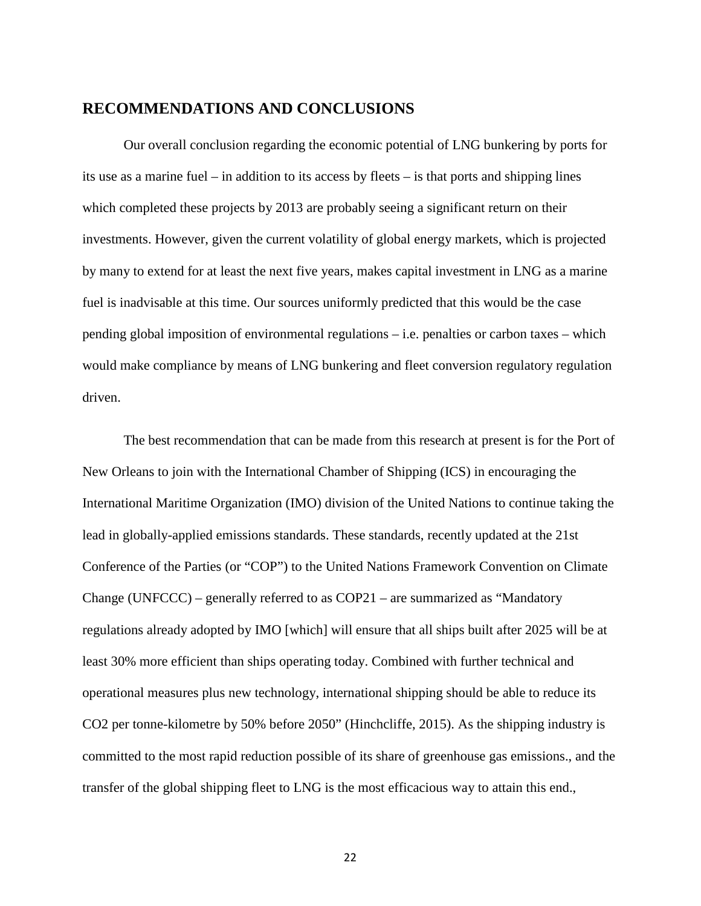## RECOMMENDATIONS AND CONCLUSIONS

Our overall conclusion regarding the economic potential of LNG bunkering by ports for its use as a marine fuel – in addition to its access by fleets – is that ports and shipping lines which completed these projects by 2013 are probably seeing a significant return on their investments. However, given the current volatility of global energy markets, which is projected by many to extend for at least the next five years, makes capital investment in LNG as a marine fuel is inadvisable at this time. Our sources uniformly predicted that this would be the case pending global imposition of environmental regulations – i.e. penalties or carbon taxes – which would make compliance by means of LNG bunkering and fleet conversion regulatory regulation driven.

The best recommendation that can be made from this research at present is for the Port of New Orleans to join with the International Chamber of Shipping (ICS) in encouraging the International Maritime Organization (IMO) division of the United Nations to continue taking the lead in globally-applied emissions standards. These standards, recently updated at the 21st Conference of the Parties (or "COP") to the United Nations Framework Convention on Climate Change (UNFCCC) – generally referred to as COP21 – are summarized as "Mandatory regulations already adopted by IMO [which] will ensure that all ships built after 2025 will be at least 30% more efficient than ships operating today. Combined with further technical and operational measures plus new technology, international shipping should be able to reduce its CO2 per tonne-kilometre by 50% before 2050" (Hinchcliffe, 2015). As the shipping industry is committed to the most rapid reduction possible of its share of greenhouse gas emissions., and the transfer of the global shipping fleet to LNG is the most efficacious way to attain this end.,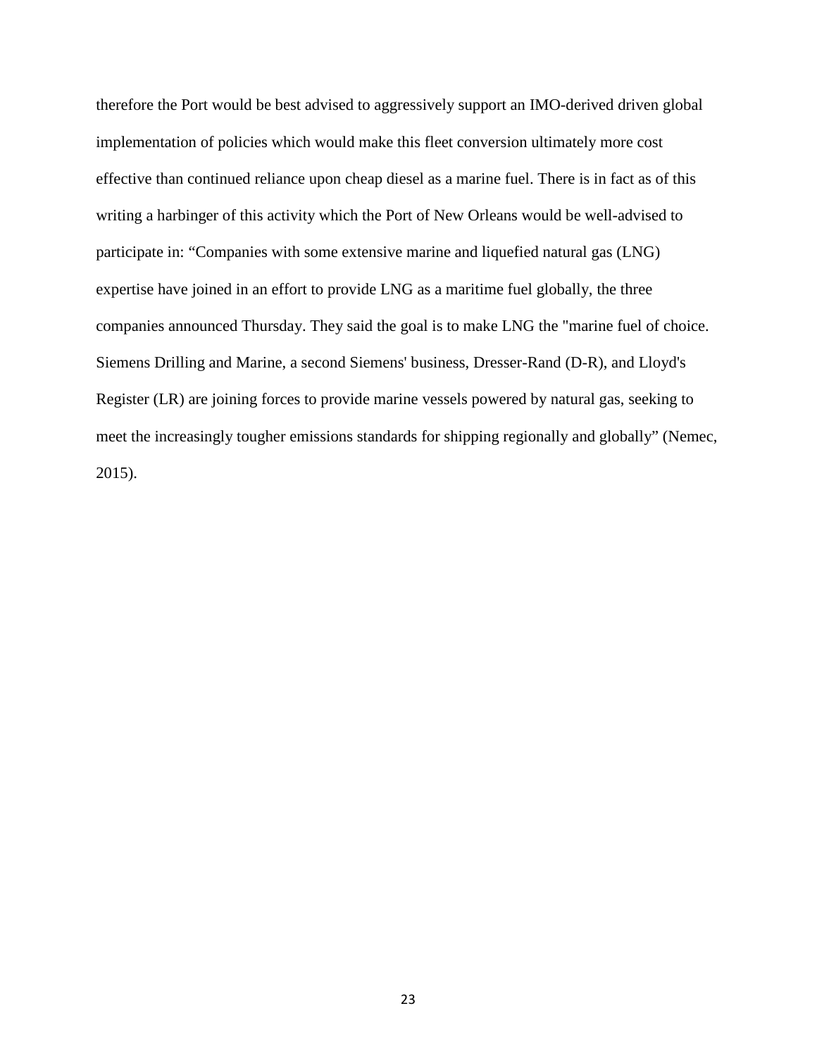therefore the Port would be best advised to aggressively support an IMO-derived driven global implementation of policies which would make this fleet conversion ultimately more cost effective than continued reliance upon cheap diesel as a marine fuel. There is in fact as of this writing a harbinger of this activity which the Port of New Orleans would be well-advised to participate in: “Companies with some extensive marine and liquefied natural gas (LNG) expertise have joined in an effort to provide LNG as a maritime fuel globally, the three companies announced Thursday. They said the goal is to make LNG the "marine fuel of choice. Siemens Drilling and Marine, a second Siemens' business, Dresser-Rand (D-R), and Lloyd's Register (LR) are joining forces to provide marine vessels powered by natural gas, seeking to meet the increasingly tougher emissions standards for shipping regionally and globally” (Nemec, 2015).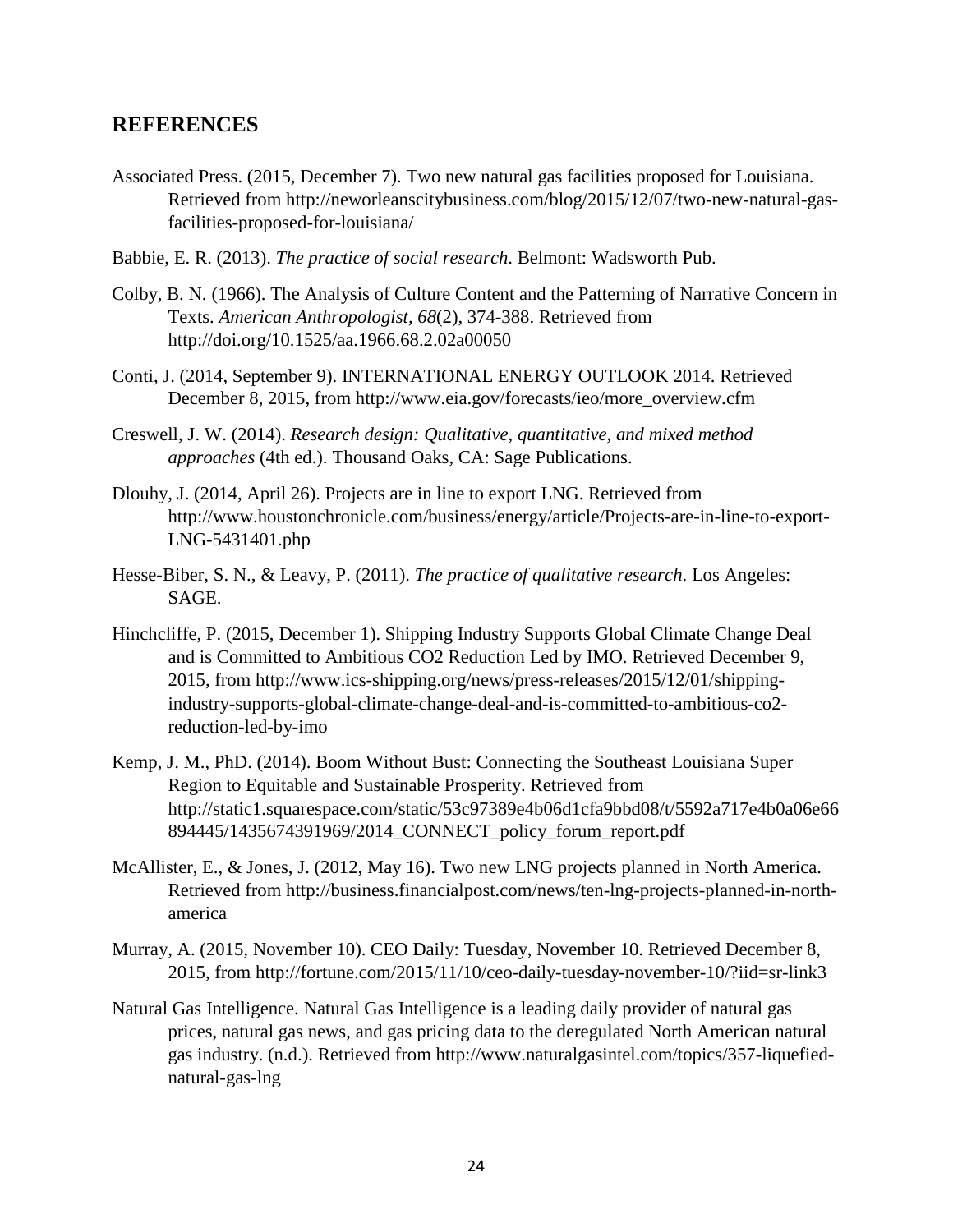## REFERENCES

Associated Press. (2015, December 7). Two new natural gas facilities proposed for Louisiana. Retrieved from http://neworleanscitybusiness.com/blog/2015/12/07/two-new-natural-gas-facilities-proposed-for-louisiana/

Babbie, E. R. (2013). *The practice of social research*. Belmont: Wadsworth Pub.

Colby, B. N. (1966). The Analysis of Culture Content and the Patterning of Narrative Concern in Texts. *American Anthropologist, 68*(2), 374-388. Retrieved from http://doi.org/10.1525/aa.1966.68.2.02a00050

Conti, J. (2014, September 9). INTERNATIONAL ENERGY OUTLOOK 2014. Retrieved December 8, 2015, from http://www.eia.gov/forecasts/ieo/more_overview.cfm

Creswell, J. W. (2014). *Research design: Qualitative, quantitative, and mixed method approaches* (4th ed.). Thousand Oaks, CA: Sage Publications.

Dlouhy, J. (2014, April 26). Projects are in line to export LNG. Retrieved from http://www.houstonchronicle.com/business/energy/article/Projects-are-in-line-to-export-LNG-5431401.php

Hesse-Biber, S. N., & Leavy, P. (2011). *The practice of qualitative research*. Los Angeles: SAGE.

Hinchcliffe, P. (2015, December 1). Shipping Industry Supports Global Climate Change Deal and is Committed to Ambitious CO2 Reduction Led by IMO. Retrieved December 9, 2015, from http://www.ics-shipping.org/news/press-releases/2015/12/01/shipping-industry-supports-global-climate-change-deal-and-is-committed-to-ambitious-co2-reduction-led-by-imo

Kemp, J. M., PhD. (2014). Boom Without Bust: Connecting the Southeast Louisiana Super Region to Equitable and Sustainable Prosperity. Retrieved from http://static1.squarespace.com/static/53c97389e4b06d1cfa9bbd08/t/5592a717e4b0a06e66894445/1435674391969/2014_CONNECT_policy_forum_report.pdf

McAllister, E., & Jones, J. (2012, May 16). Two new LNG projects planned in North America. Retrieved from http://business.financialpost.com/news/ten-lng-projects-planned-in-north-america

Murray, A. (2015, November 10). CEO Daily: Tuesday, November 10. Retrieved December 8, 2015, from http://fortune.com/2015/11/10/ceo-daily-tuesday-november-10/?iid=sr-link3

Natural Gas Intelligence. Natural Gas Intelligence is a leading daily provider of natural gas prices, natural gas news, and gas pricing data to the deregulated North American natural gas industry. (n.d.). Retrieved from http://www.naturalgasintel.com/topics/357-liquefied-natural-gas-lng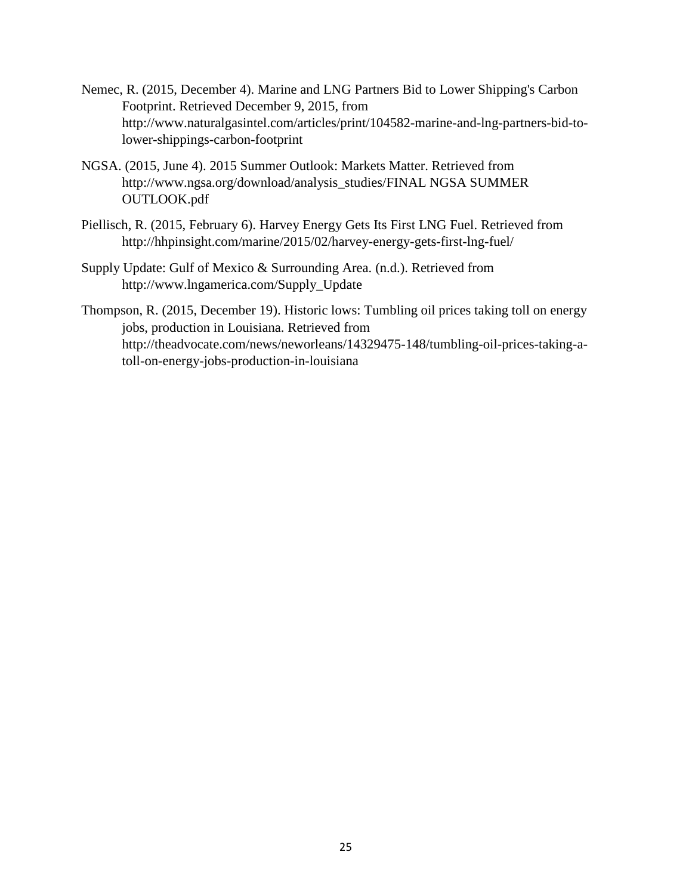Nemec, R. (2015, December 4). Marine and LNG Partners Bid to Lower Shipping's Carbon Footprint. Retrieved December 9, 2015, from http://www.naturalgasintel.com/articles/print/104582-marine-and-lng-partners-bid-to-lower-shippings-carbon-footprint

NGSA. (2015, June 4). 2015 Summer Outlook: Markets Matter. Retrieved from http://www.ngsa.org/download/analysis_studies/FINAL NGSA SUMMER OUTLOOK.pdf

Piellisch, R. (2015, February 6). Harvey Energy Gets Its First LNG Fuel. Retrieved from http://hhpinsight.com/marine/2015/02/harvey-energy-gets-first-lng-fuel/

Supply Update: Gulf of Mexico & Surrounding Area. (n.d.). Retrieved from http://www.lngamerica.com/Supply_Update

Thompson, R. (2015, December 19). Historic lows: Tumbling oil prices taking toll on energy jobs, production in Louisiana. Retrieved from http://theadvocate.com/news/neworleans/14329475-148/tumbling-oil-prices-taking-a-toll-on-energy-jobs-production-in-louisiana